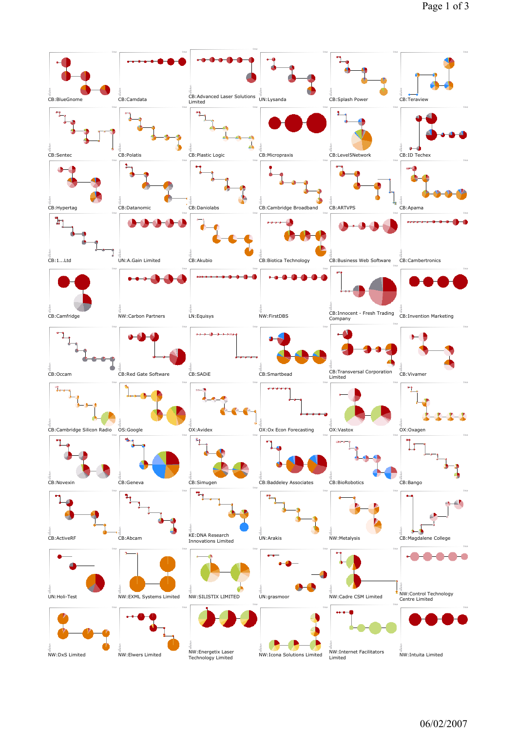CB:BlueGnome

CB:Camdata

CB:Advanced Laser Solutions Limited

UN:Lysanda

CB:Splash Power

CB:Teraview

CB:Sentec

CB:Polatis

CB:Plastic Logic

CB:Micropraxis

CB:Level5Network

CB:ID Techex

CB:Hypertag

CB:Datanomic

CB:Daniolabs

CB:Cambridge Broadband

CB:ARTVPS

CB:Apama

CB:1...Ltd

UN:A.Gain Limited

CB:Akubio

CB:Biotica Technology

CB:Business Web Software

CB:Cambertronics

CB:Camfridge

NW:Carbon Partners

LN:Equisys

NW:FirstDBS

CB:Innocent - Fresh Trading Company

CB:Invention Marketing

CB:Occam

CB:Red Gate Software

CB:SADiE

CB:Smartbead

CB:Transversal Corporation Limited

CB:Vivamer

CB:Cambridge Silicon Radio

OS:Google

OX:Avidex

OX:Ox Econ Forecasting

OX:Vastox

OX:Oxagen

CB:Novexin

CB:Geneva

CB:Simugen

CB:Baddeley Associates

CB:BioRobotics

CB:Bango

CB:ActiveRF

CB:Abcam

KE:DNA Research Innovations Limited

UN:Arakis

NW:Metalysis

CB:Magdalene College

UN:Holi-Test

NW:EXML Systems Limited

NW:SILISTIX LIMITED

UN:grasmoor

NW:Cadre CSM Limited

NW:Control Technology Centre Limited

NW:DxS Limited

NW:Elwers Limited

NW:Energetix Laser Technology Limited

NW:Icona Solutions Limited

NW:Internet Facilitators Limited

NW:Intuita Limited

06/02/2007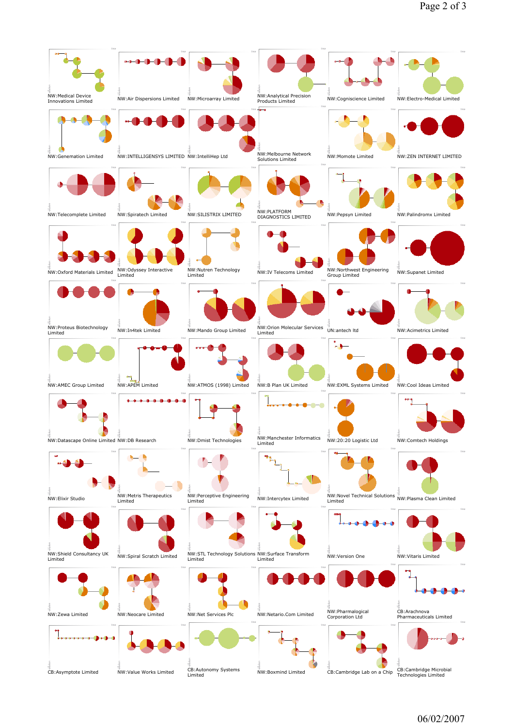NW:Medical Device Innovations Limited

NW:Air Dispersions Limited

NW:Microarray Limited

NW:Analytical Precision Products Limited

NW:Cogniscience Limited

NW:Electro-Medical Limited

NW:Genemation Limited

NW:INTELLIGENSYS LIMITED

NW:IntelliHep Ltd

NW:Melbourne Network Solutions Limited

NW:Momote Limited

NW:ZEN INTERNET LIMITED

NW:Telecomplete Limited

NW:Spiratech Limited

NW:SILISTRIX LIMITED

NW:PLATFORM DIAGNOSTICS LIMITED

NW:Pepsyn Limited

NW:Palindromx Limited

NW:Oxford Materials Limited

NW:Odyssey Interactive Limited

NW:Nutren Technology Limited

NW:IV Telecoms Limited

NW:Northwest Engineering Group Limited

NW:Supanet Limited

NW:Proteus Biotechnology Limited

NW:In4tek Limited

NW:Mando Group Limited

NW:Orion Molecular Services Limited

UN:antech ltd

NW:Acimetrics Limited

NW:AMEC Group Limited

NW:APEM Limited

NW:ATMOS (1998) Limited

NW:B Plan UK Limited

NW:EXML Systems Limited

NW:Cool Ideas Limited

NW:Datascape Online Limited

NW:DB Research

NW:Dmist Technologies

NW:Manchester Informatics Limited

NW:20:20 Logistic Ltd

NW:Comtech Holdings

NW:Elixir Studio

NW:Metris Therapeutics Limited

NW:Perceptive Engineering Limited

NW:Intercytex Limited

NW:Novel Technical Solutions Limited

NW:Plasma Clean Limited

NW:Shield Consultancy UK Limited

NW:Spiral Scratch Limited

NW:STL Technology Solutions Limited

NW:Surface Transform Limited

NW:Version One

NW:Vitaris Limited

NW:Zewa Limited

NW:Neocare Limited

NW:Net Services Plc

NW:Netario.Com Limited

NW:Pharmalogical Corporation Ltd

CB:Arachnova Pharmaceuticals Limited

CB:Asymptote Limited

NW:Value Works Limited

CB:Autonomy Systems Limited

NW:Boxmind Limited

CB:Cambridge Lab on a Chip

CB:Cambridge Microbial Technologies Limited

06/02/2007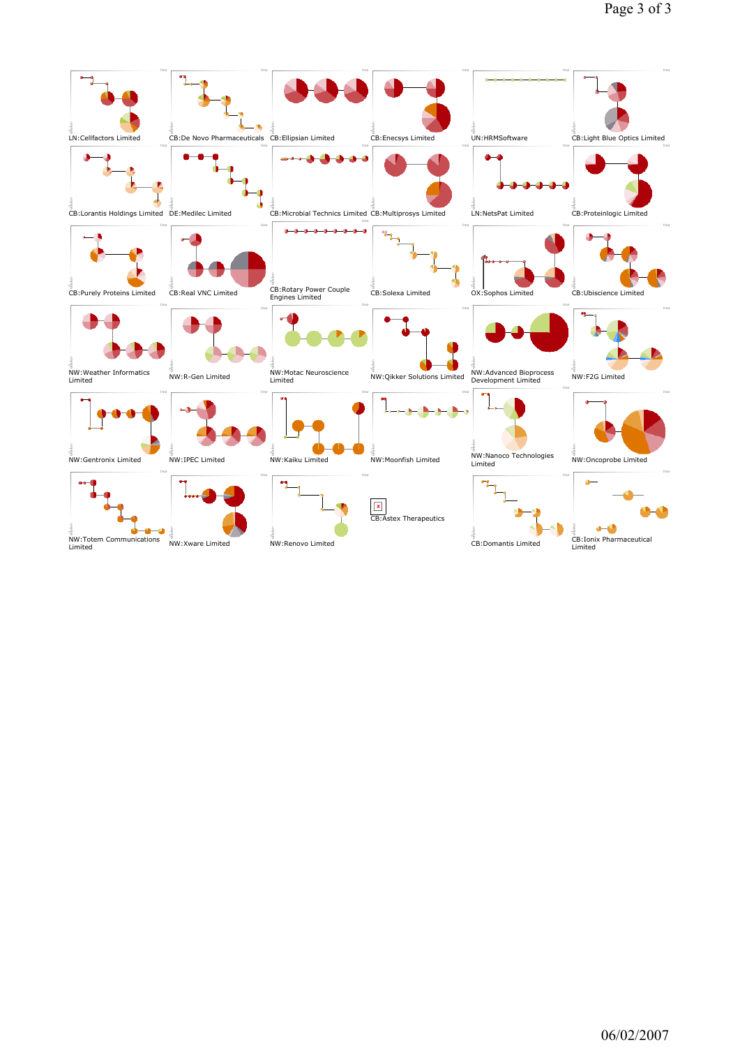LN:Cellfactors Limited

CB:De Novo Pharmaceuticals

CB:Ellipsian Limited

CB:Enecsys Limited

UN:HRMSoftware

CB:Light Blue Optics Limited

CB:Lorantis Holdings Limited

DE:Medilec Limited

CB:Microbial Technics Limited

CB:Multiprosys Limited

LN:NetsPat Limited

CB:Proteinlogic Limited

CB:Purely Proteins Limited

CB:Real VNC Limited

CB:Rotary Power Couple Engines Limited

CB:Solexa Limited

OX:Sophos Limited

CB:Ubiscience Limited

NW:Weather Informatics Limited

NW:R-Gen Limited

NW:Motac Neuroscience Limited

NW:Qikker Solutions Limited

NW:Advanced Bioprocess Development Limited

NW:F2G Limited

NW:Gentronix Limited

NW:IPEC Limited

NW:Kaiku Limited

NW:Moonfish Limited

NW:Nanoco Technologies Limited

NW:Oncoprobe Limited

NW:Totem Communications Limited

NW:Xware Limited

NW:Renovo Limited

CB:Astex Therapeutics

CB:Domantis Limited

CB:Ionix Pharmaceutical Limited

06/02/2007